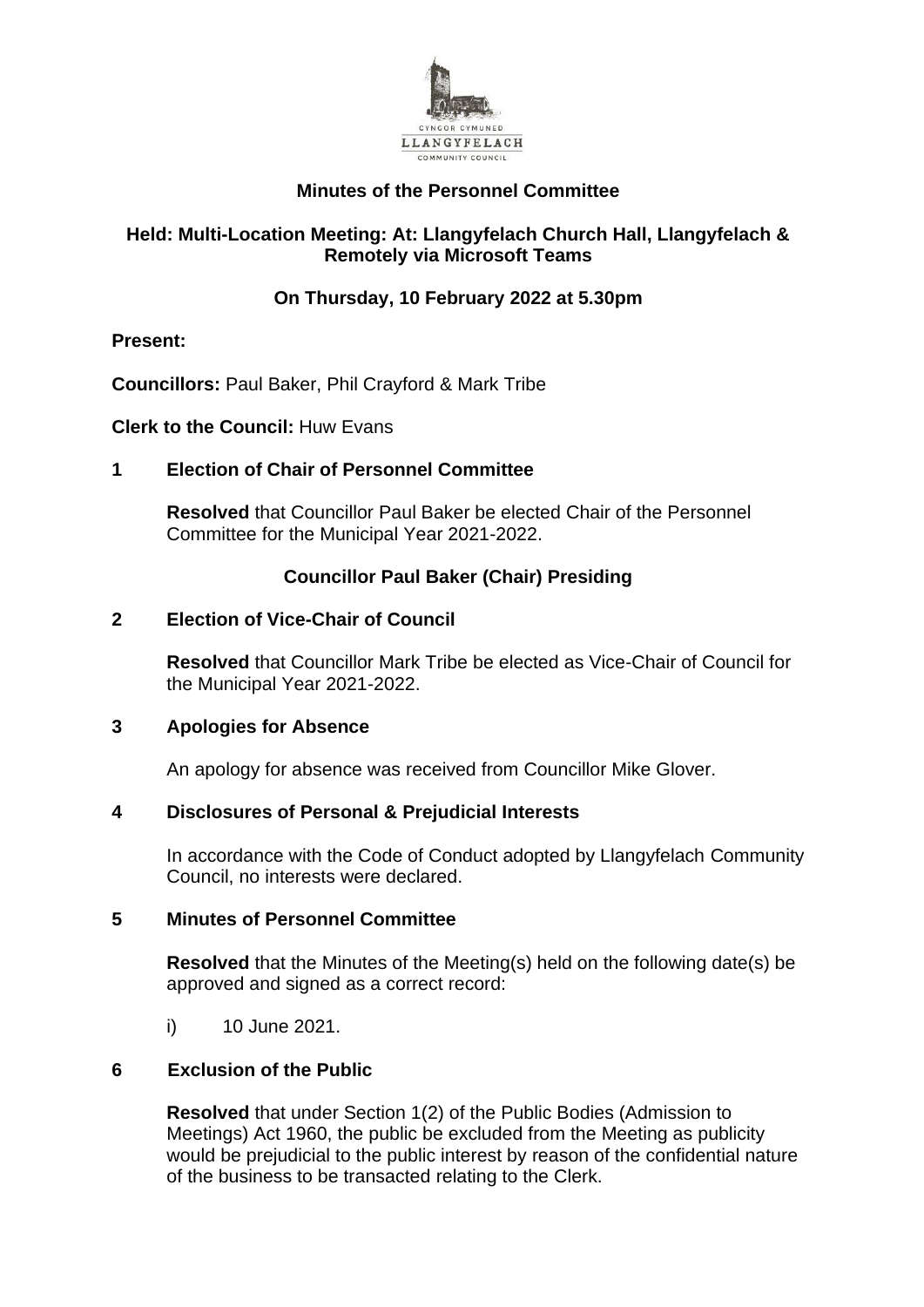CYNGOR CYMUNED
LLANGYFELACH
COMMUNITY COUNCIL

# Minutes of the Personnel Committee

## Held: Multi-Location Meeting: At: Llangyfelach Church Hall, Llangyfelach & Remotely via Microsoft Teams

## On Thursday, 10 February 2022 at 5.30pm

**Present:**

**Councillors:** Paul Baker, Phil Crayford & Mark Tribe

**Clerk to the Council:** Huw Evans

### 1 Election of Chair of Personnel Committee

**Resolved** that Councillor Paul Baker be elected Chair of the Personnel Committee for the Municipal Year 2021-2022.

**Councillor Paul Baker (Chair) Presiding**

### 2 Election of Vice-Chair of Council

**Resolved** that Councillor Mark Tribe be elected as Vice-Chair of Council for the Municipal Year 2021-2022.

### 3 Apologies for Absence

An apology for absence was received from Councillor Mike Glover.

### 4 Disclosures of Personal & Prejudicial Interests

In accordance with the Code of Conduct adopted by Llangyfelach Community Council, no interests were declared.

### 5 Minutes of Personnel Committee

**Resolved** that the Minutes of the Meeting(s) held on the following date(s) be approved and signed as a correct record:

i) 10 June 2021.

### 6 Exclusion of the Public

**Resolved** that under Section 1(2) of the Public Bodies (Admission to Meetings) Act 1960, the public be excluded from the Meeting as publicity would be prejudicial to the public interest by reason of the confidential nature of the business to be transacted relating to the Clerk.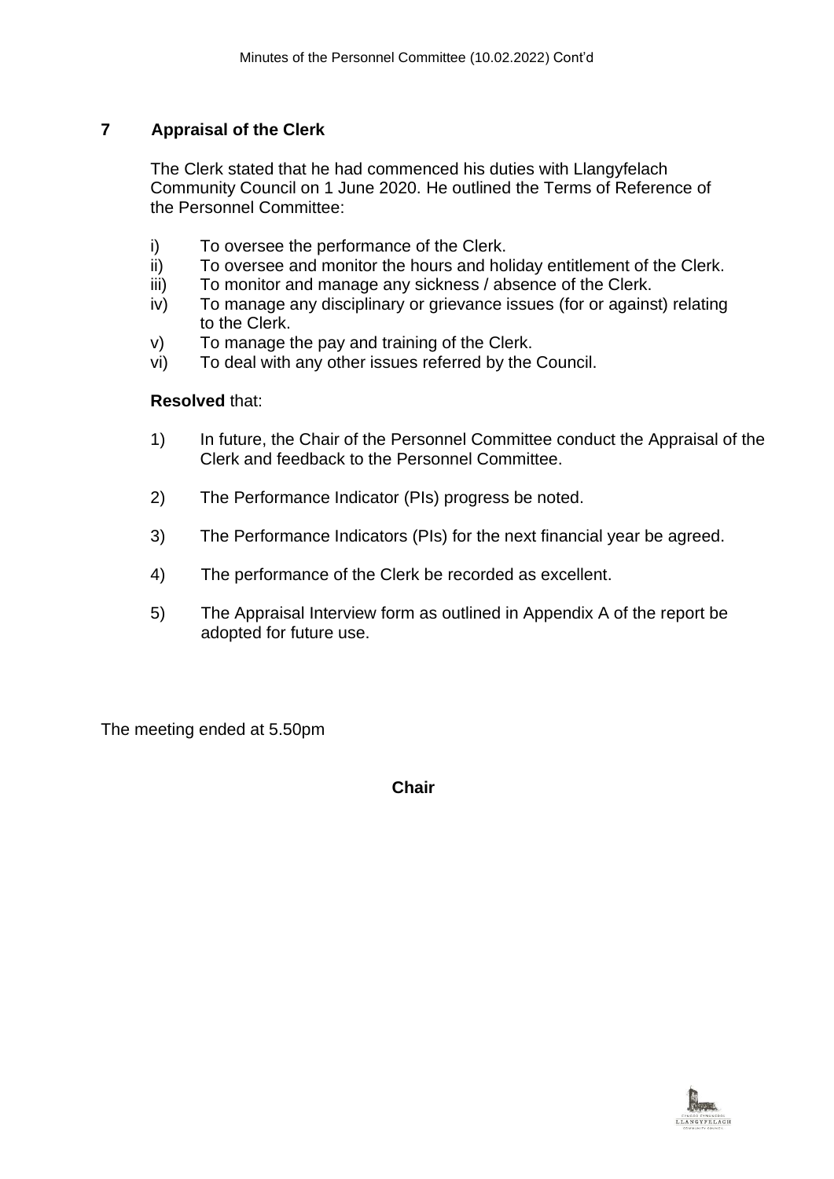## 7 Appraisal of the Clerk

The Clerk stated that he had commenced his duties with Llangyfelach Community Council on 1 June 2020. He outlined the Terms of Reference of the Personnel Committee:

i) To oversee the performance of the Clerk.
ii) To oversee and monitor the hours and holiday entitlement of the Clerk.
iii) To monitor and manage any sickness / absence of the Clerk.
iv) To manage any disciplinary or grievance issues (for or against) relating to the Clerk.
v) To manage the pay and training of the Clerk.
vi) To deal with any other issues referred by the Council.

**Resolved** that:

1) In future, the Chair of the Personnel Committee conduct the Appraisal of the Clerk and feedback to the Personnel Committee.

2) The Performance Indicator (PIs) progress be noted.

3) The Performance Indicators (PIs) for the next financial year be agreed.

4) The performance of the Clerk be recorded as excellent.

5) The Appraisal Interview form as outlined in Appendix A of the report be adopted for future use.

The meeting ended at 5.50pm

**Chair**